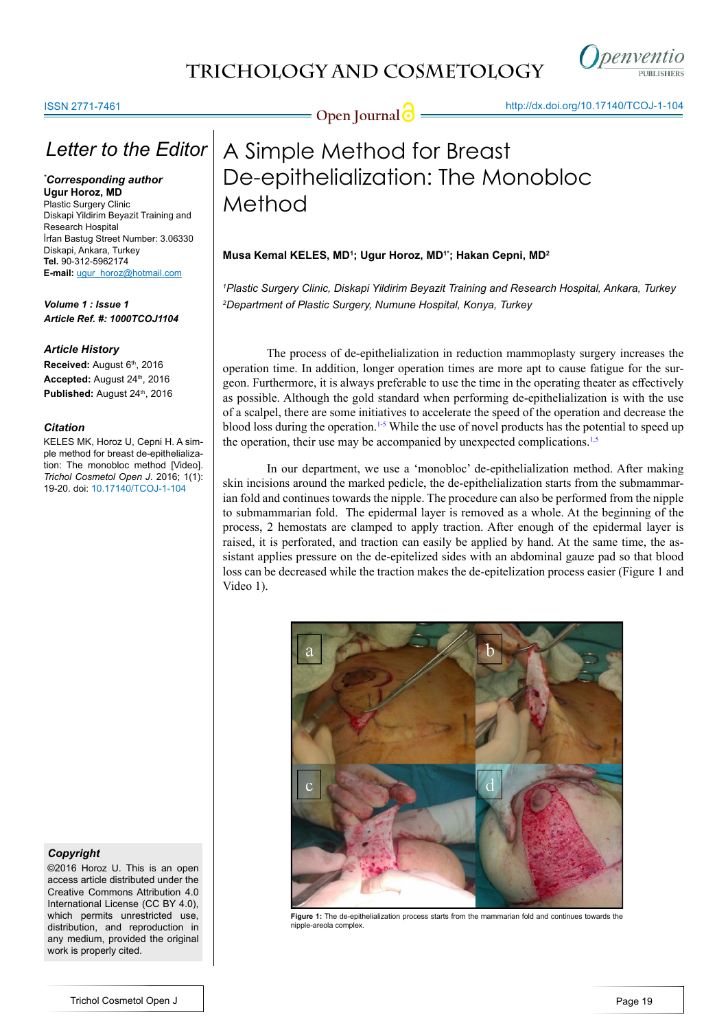# Letter to the Editor

***Corresponding author**
**Ugur Horoz, MD**
Plastic Surgery Clinic
Diskapi Yildirim Beyazit Training and Research Hospital
İrfan Bastug Street Number: 3.06330
Diskapi, Ankara, Turkey
**Tel.** 90-312-5962174
**E-mail:** ugur_horoz@hotmail.com

***Volume 1 : Issue 1***
***Article Ref. #: 1000TCOJ1104***

***Article History***
**Received:** August 6th, 2016
**Accepted:** August 24th, 2016
**Published:** August 24th, 2016

***Citation***
KELES MK, Horoz U, Cepni H. A simple method for breast de-epithelialization: The monobloc method [Video]. *Trichol Cosmetol Open J*. 2016; 1(1): 19-20. doi: 10.17140/TCOJ-1-104

***Copyright***
©2016 Horoz U. This is an open access article distributed under the Creative Commons Attribution 4.0 International License (CC BY 4.0), which permits unrestricted use, distribution, and reproduction in any medium, provided the original work is properly cited.

# A Simple Method for Breast De-epithelialization: The Monobloc Method

**Musa Kemal KELES, MD[1]; Ugur Horoz, MD[1*]; Hakan Cepni, MD[2]**

*[1]Plastic Surgery Clinic, Diskapi Yildirim Beyazit Training and Research Hospital, Ankara, Turkey*
*[2]Department of Plastic Surgery, Numune Hospital, Konya, Turkey*

The process of de-epithelialization in reduction mammoplasty surgery increases the operation time. In addition, longer operation times are more apt to cause fatigue for the surgeon. Furthermore, it is always preferable to use the time in the operating theater as effectively as possible. Although the gold standard when performing de-epithelialization is with the use of a scalpel, there are some initiatives to accelerate the speed of the operation and decrease the blood loss during the operation.[1-5] While the use of novel products has the potential to speed up the operation, their use may be accompanied by unexpected complications.[1,5]

In our department, we use a 'monobloc' de-epithelialization method. After making skin incisions around the marked pedicle, the de-epithelialization starts from the submammarian fold and continues towards the nipple. The procedure can also be performed from the nipple to submammarian fold. The epidermal layer is removed as a whole. At the beginning of the process, 2 hemostats are clamped to apply traction. After enough of the epidermal layer is raised, it is perforated, and traction can easily be applied by hand. At the same time, the assistant applies pressure on the de-epitelized sides with an abdominal gauze pad so that blood loss can be decreased while the traction makes the de-epitelization process easier (Figure 1 and Video 1).

**Figure 1:** The de-epithelialization process starts from the mammarian fold and continues towards the nipple-areola complex.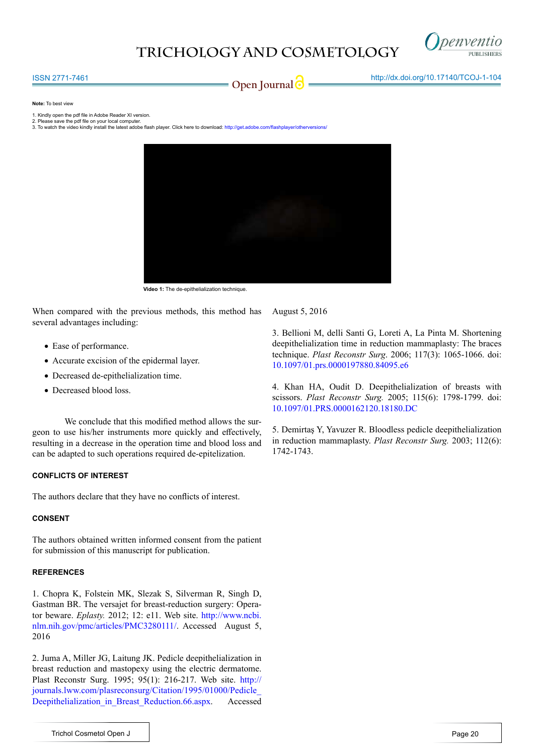**Note:** To best view

1. Kindly open the pdf file in Adobe Reader XI version.
2. Please save the pdf file on your local computer.
3. To watch the video kindly install the latest adobe flash player. Click here to download: http://get.adobe.com/flashplayer/otherversions/

**Video 1:** The de-epithelialization technique.

When compared with the previous methods, this method has several advantages including:

- Ease of performance.
- Accurate excision of the epidermal layer.
- Decreased de-epithelialization time.
- Decreased blood loss.

We conclude that this modified method allows the surgeon to use his/her instruments more quickly and effectively, resulting in a decrease in the operation time and blood loss and can be adapted to such operations required de-epitelization.

## CONFLICTS OF INTEREST

The authors declare that they have no conflicts of interest.

## CONSENT

The authors obtained written informed consent from the patient for submission of this manuscript for publication.

## REFERENCES

1. Chopra K, Folstein MK, Slezak S, Silverman R, Singh D, Gastman BR. The versajet for breast-reduction surgery: Operator beware. *Eplasty.* 2012; 12: e11. Web site. http://www.ncbi.nlm.nih.gov/pmc/articles/PMC3280111/. Accessed August 5, 2016

2. Juma A, Miller JG, Laitung JK. Pedicle deepithelialization in breast reduction and mastopexy using the electric dermatome. Plast Reconstr Surg. 1995; 95(1): 216-217. Web site. http://journals.lww.com/plasreconsurg/Citation/1995/01000/Pedicle_Deepithelialization_in_Breast_Reduction.66.aspx. Accessed August 5, 2016

3. Bellioni M, delli Santi G, Loreti A, La Pinta M. Shortening deepithelialization time in reduction mammaplasty: The braces technique. *Plast Reconstr Surg*. 2006; 117(3): 1065-1066. doi: 10.1097/01.prs.0000197880.84095.e6

4. Khan HA, Oudit D. Deepithelialization of breasts with scissors. *Plast Reconstr Surg.* 2005; 115(6): 1798-1799. doi: 10.1097/01.PRS.0000162120.18180.DC

5. Demirtaş Y, Yavuzer R. Bloodless pedicle deepithelialization in reduction mammaplasty. *Plast Reconstr Surg.* 2003; 112(6): 1742-1743.